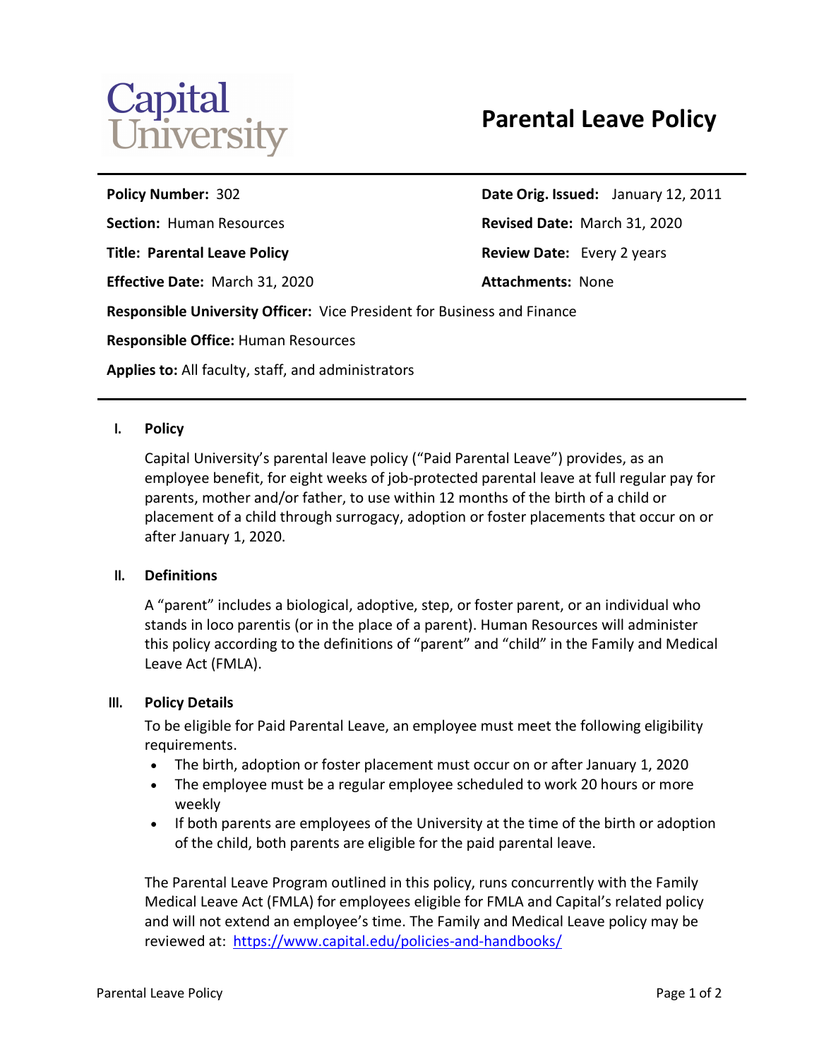Capital University

# Parental Leave Policy

| | |
|---|---|
| **Policy Number:** 302 | **Date Orig. Issued:** January 12, 2011 |
| **Section:** Human Resources | **Revised Date:** March 31, 2020 |
| **Title: Parental Leave Policy** | **Review Date:** Every 2 years |
| **Effective Date:** March 31, 2020 | **Attachments:** None |

**Responsible University Officer:** Vice President for Business and Finance

**Responsible Office:** Human Resources

**Applies to:** All faculty, staff, and administrators

## I. Policy

Capital University's parental leave policy ("Paid Parental Leave") provides, as an employee benefit, for eight weeks of job-protected parental leave at full regular pay for parents, mother and/or father, to use within 12 months of the birth of a child or placement of a child through surrogacy, adoption or foster placements that occur on or after January 1, 2020.

## II. Definitions

A "parent" includes a biological, adoptive, step, or foster parent, or an individual who stands in loco parentis (or in the place of a parent). Human Resources will administer this policy according to the definitions of "parent" and "child" in the Family and Medical Leave Act (FMLA).

## III. Policy Details

To be eligible for Paid Parental Leave, an employee must meet the following eligibility requirements.

- The birth, adoption or foster placement must occur on or after January 1, 2020
- The employee must be a regular employee scheduled to work 20 hours or more weekly
- If both parents are employees of the University at the time of the birth or adoption of the child, both parents are eligible for the paid parental leave.

The Parental Leave Program outlined in this policy, runs concurrently with the Family Medical Leave Act (FMLA) for employees eligible for FMLA and Capital's related policy and will not extend an employee's time. The Family and Medical Leave policy may be reviewed at: [https://www.capital.edu/policies-and-handbooks/](https://www.capital.edu/policies-and-handbooks/)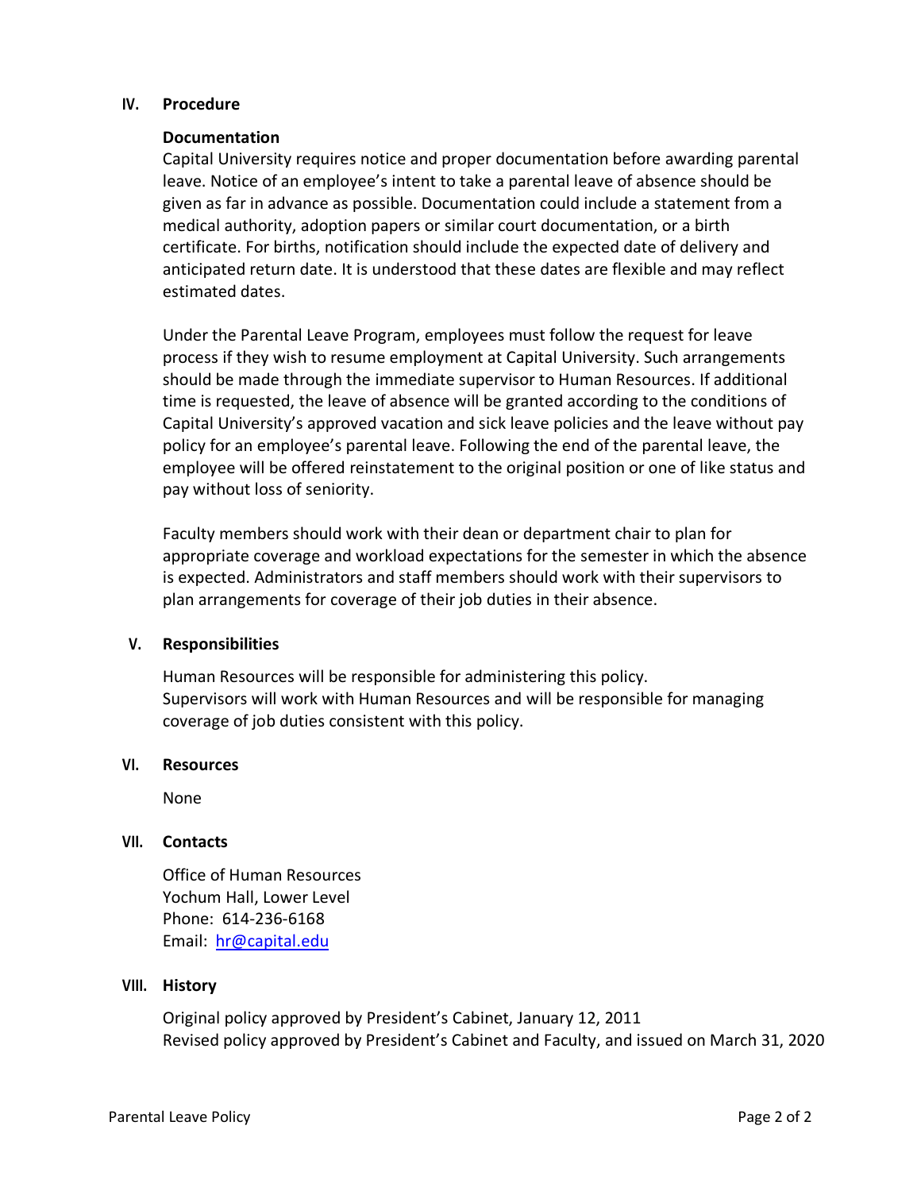## IV. Procedure

### Documentation

Capital University requires notice and proper documentation before awarding parental leave. Notice of an employee's intent to take a parental leave of absence should be given as far in advance as possible. Documentation could include a statement from a medical authority, adoption papers or similar court documentation, or a birth certificate. For births, notification should include the expected date of delivery and anticipated return date. It is understood that these dates are flexible and may reflect estimated dates.

Under the Parental Leave Program, employees must follow the request for leave process if they wish to resume employment at Capital University. Such arrangements should be made through the immediate supervisor to Human Resources. If additional time is requested, the leave of absence will be granted according to the conditions of Capital University's approved vacation and sick leave policies and the leave without pay policy for an employee's parental leave. Following the end of the parental leave, the employee will be offered reinstatement to the original position or one of like status and pay without loss of seniority.

Faculty members should work with their dean or department chair to plan for appropriate coverage and workload expectations for the semester in which the absence is expected. Administrators and staff members should work with their supervisors to plan arrangements for coverage of their job duties in their absence.

## V. Responsibilities

Human Resources will be responsible for administering this policy.
Supervisors will work with Human Resources and will be responsible for managing coverage of job duties consistent with this policy.

## VI. Resources

None

## VII. Contacts

Office of Human Resources
Yochum Hall, Lower Level
Phone: 614-236-6168
Email: hr@capital.edu

## VIII. History

Original policy approved by President's Cabinet, January 12, 2011
Revised policy approved by President's Cabinet and Faculty, and issued on March 31, 2020